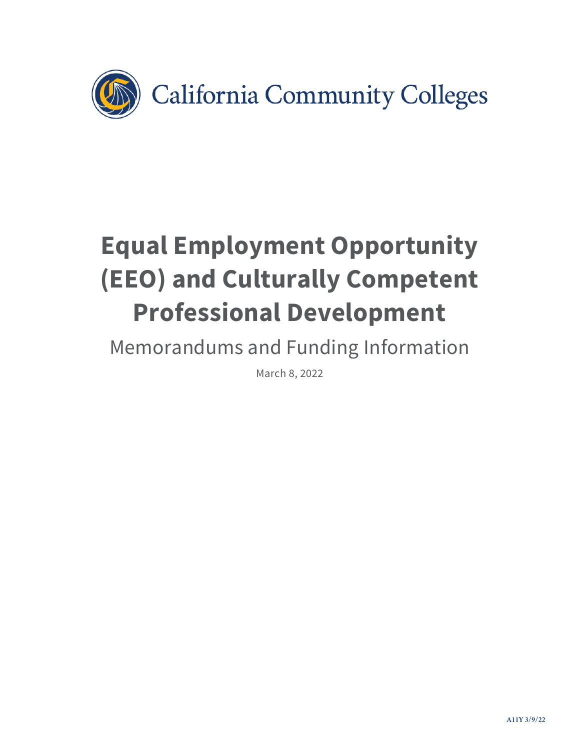California Community Colleges

# Equal Employment Opportunity (EEO) and Culturally Competent Professional Development

## Memorandums and Funding Information

March 8, 2022

A11Y 3/9/22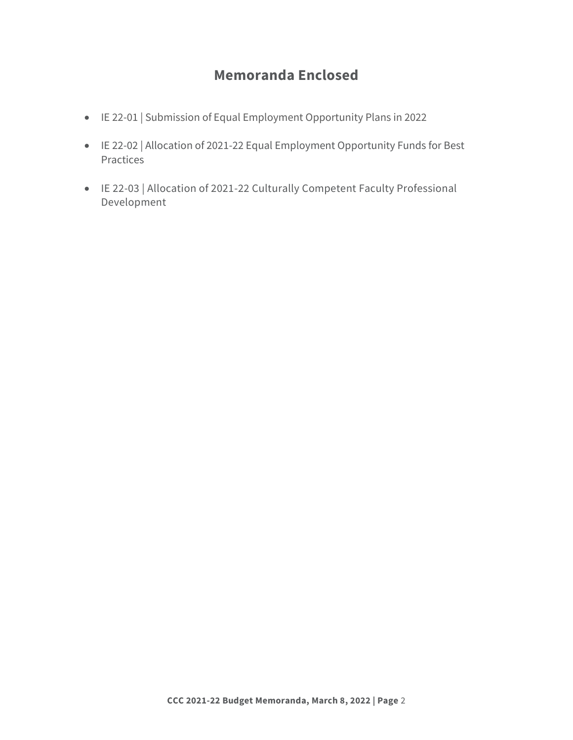## Memoranda Enclosed

- IE 22-01 | Submission of Equal Employment Opportunity Plans in 2022
- IE 22-02 | Allocation of 2021-22 Equal Employment Opportunity Funds for Best Practices
- IE 22-03 | Allocation of 2021-22 Culturally Competent Faculty Professional Development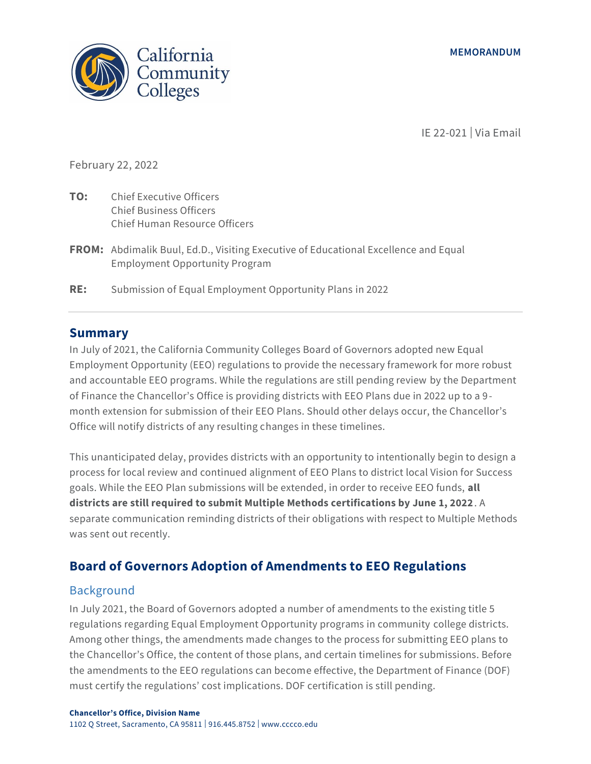**MEMORANDUM**

IE 22-021 | Via Email

February 22, 2022

**TO:** Chief Executive Officers
Chief Business Officers
Chief Human Resource Officers

**FROM:** Abdimalik Buul, Ed.D., Visiting Executive of Educational Excellence and Equal Employment Opportunity Program

**RE:** Submission of Equal Employment Opportunity Plans in 2022

## Summary

In July of 2021, the California Community Colleges Board of Governors adopted new Equal Employment Opportunity (EEO) regulations to provide the necessary framework for more robust and accountable EEO programs. While the regulations are still pending review by the Department of Finance the Chancellor's Office is providing districts with EEO Plans due in 2022 up to a 9-month extension for submission of their EEO Plans. Should other delays occur, the Chancellor's Office will notify districts of any resulting changes in these timelines.

This unanticipated delay, provides districts with an opportunity to intentionally begin to design a process for local review and continued alignment of EEO Plans to district local Vision for Success goals. While the EEO Plan submissions will be extended, in order to receive EEO funds, **all districts are still required to submit Multiple Methods certifications by June 1, 2022**. A separate communication reminding districts of their obligations with respect to Multiple Methods was sent out recently.

## Board of Governors Adoption of Amendments to EEO Regulations

### Background

In July 2021, the Board of Governors adopted a number of amendments to the existing title 5 regulations regarding Equal Employment Opportunity programs in community college districts. Among other things, the amendments made changes to the process for submitting EEO plans to the Chancellor's Office, the content of those plans, and certain timelines for submissions. Before the amendments to the EEO regulations can become effective, the Department of Finance (DOF) must certify the regulations' cost implications. DOF certification is still pending.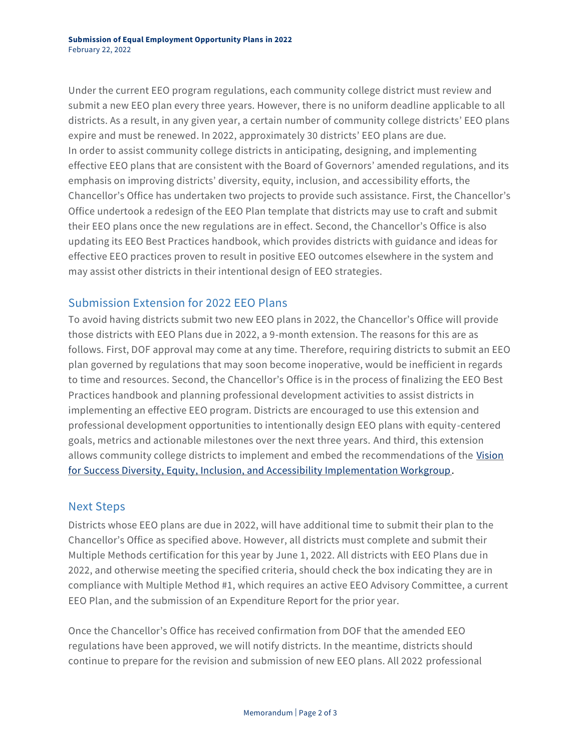Under the current EEO program regulations, each community college district must review and submit a new EEO plan every three years. However, there is no uniform deadline applicable to all districts. As a result, in any given year, a certain number of community college districts' EEO plans expire and must be renewed. In 2022, approximately 30 districts' EEO plans are due.
In order to assist community college districts in anticipating, designing, and implementing effective EEO plans that are consistent with the Board of Governors' amended regulations, and its emphasis on improving districts' diversity, equity, inclusion, and accessibility efforts, the Chancellor's Office has undertaken two projects to provide such assistance. First, the Chancellor's Office undertook a redesign of the EEO Plan template that districts may use to craft and submit their EEO plans once the new regulations are in effect. Second, the Chancellor's Office is also updating its EEO Best Practices handbook, which provides districts with guidance and ideas for effective EEO practices proven to result in positive EEO outcomes elsewhere in the system and may assist other districts in their intentional design of EEO strategies.

## Submission Extension for 2022 EEO Plans

To avoid having districts submit two new EEO plans in 2022, the Chancellor's Office will provide those districts with EEO Plans due in 2022, a 9-month extension. The reasons for this are as follows. First, DOF approval may come at any time. Therefore, requiring districts to submit an EEO plan governed by regulations that may soon become inoperative, would be inefficient in regards to time and resources. Second, the Chancellor's Office is in the process of finalizing the EEO Best Practices handbook and planning professional development activities to assist districts in implementing an effective EEO program. Districts are encouraged to use this extension and professional development opportunities to intentionally design EEO plans with equity-centered goals, metrics and actionable milestones over the next three years. And third, this extension allows community college districts to implement and embed the recommendations of the Vision for Success Diversity, Equity, Inclusion, and Accessibility Implementation Workgroup.

## Next Steps

Districts whose EEO plans are due in 2022, will have additional time to submit their plan to the Chancellor's Office as specified above. However, all districts must complete and submit their Multiple Methods certification for this year by June 1, 2022. All districts with EEO Plans due in 2022, and otherwise meeting the specified criteria, should check the box indicating they are in compliance with Multiple Method #1, which requires an active EEO Advisory Committee, a current EEO Plan, and the submission of an Expenditure Report for the prior year.

Once the Chancellor's Office has received confirmation from DOF that the amended EEO regulations have been approved, we will notify districts. In the meantime, districts should continue to prepare for the revision and submission of new EEO plans. All 2022 professional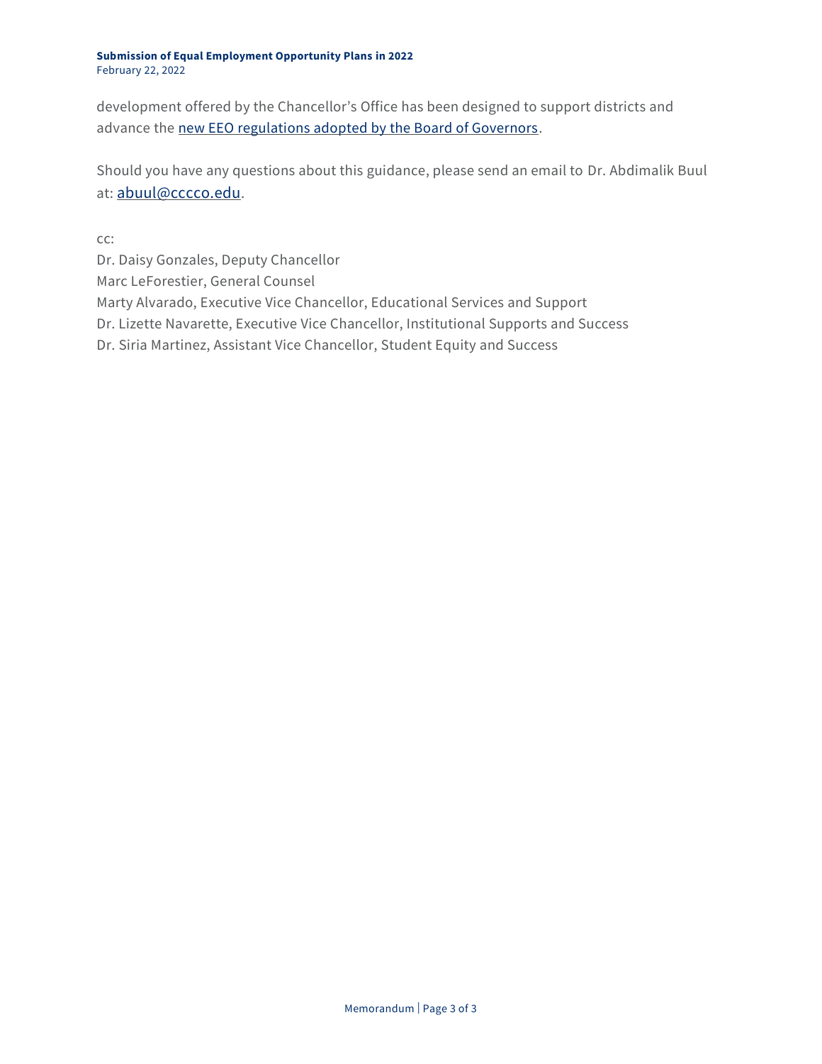development offered by the Chancellor's Office has been designed to support districts and advance the [new EEO regulations adopted by the Board of Governors].

Should you have any questions about this guidance, please send an email to Dr. Abdimalik Buul at: abuul@cccco.edu.

cc:
Dr. Daisy Gonzales, Deputy Chancellor
Marc LeForestier, General Counsel
Marty Alvarado, Executive Vice Chancellor, Educational Services and Support
Dr. Lizette Navarette, Executive Vice Chancellor, Institutional Supports and Success
Dr. Siria Martinez, Assistant Vice Chancellor, Student Equity and Success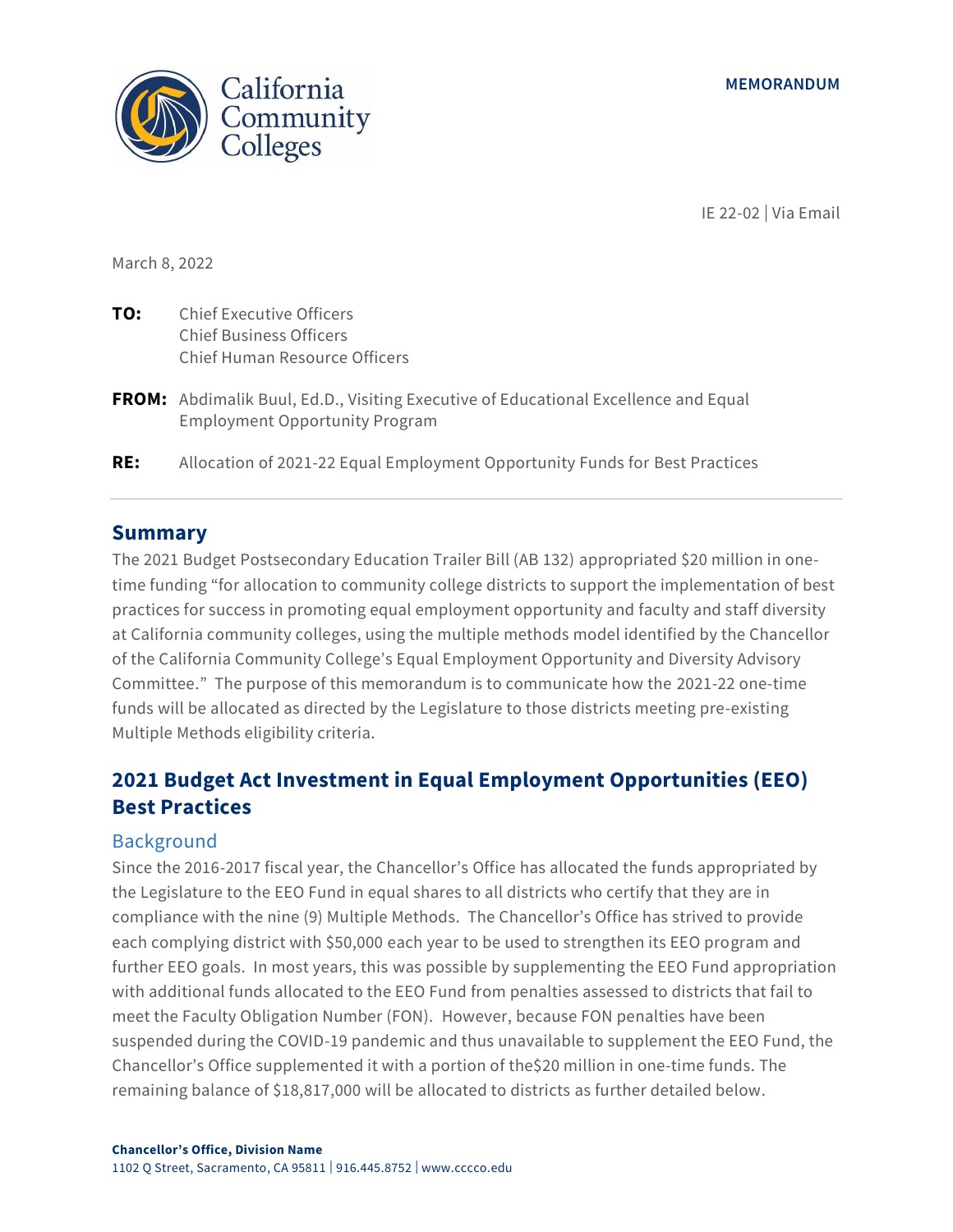MEMORANDUM

IE 22-02 | Via Email

March 8, 2022

**TO:** Chief Executive Officers
Chief Business Officers
Chief Human Resource Officers

**FROM:** Abdimalik Buul, Ed.D., Visiting Executive of Educational Excellence and Equal Employment Opportunity Program

**RE:** Allocation of 2021-22 Equal Employment Opportunity Funds for Best Practices

## Summary

The 2021 Budget Postsecondary Education Trailer Bill (AB 132) appropriated $20 million in one-time funding "for allocation to community college districts to support the implementation of best practices for success in promoting equal employment opportunity and faculty and staff diversity at California community colleges, using the multiple methods model identified by the Chancellor of the California Community College's Equal Employment Opportunity and Diversity Advisory Committee." The purpose of this memorandum is to communicate how the 2021-22 one-time funds will be allocated as directed by the Legislature to those districts meeting pre-existing Multiple Methods eligibility criteria.

## 2021 Budget Act Investment in Equal Employment Opportunities (EEO) Best Practices

### Background

Since the 2016-2017 fiscal year, the Chancellor's Office has allocated the funds appropriated by the Legislature to the EEO Fund in equal shares to all districts who certify that they are in compliance with the nine (9) Multiple Methods. The Chancellor's Office has strived to provide each complying district with $50,000 each year to be used to strengthen its EEO program and further EEO goals. In most years, this was possible by supplementing the EEO Fund appropriation with additional funds allocated to the EEO Fund from penalties assessed to districts that fail to meet the Faculty Obligation Number (FON). However, because FON penalties have been suspended during the COVID-19 pandemic and thus unavailable to supplement the EEO Fund, the Chancellor's Office supplemented it with a portion of the$20 million in one-time funds. The remaining balance of $18,817,000 will be allocated to districts as further detailed below.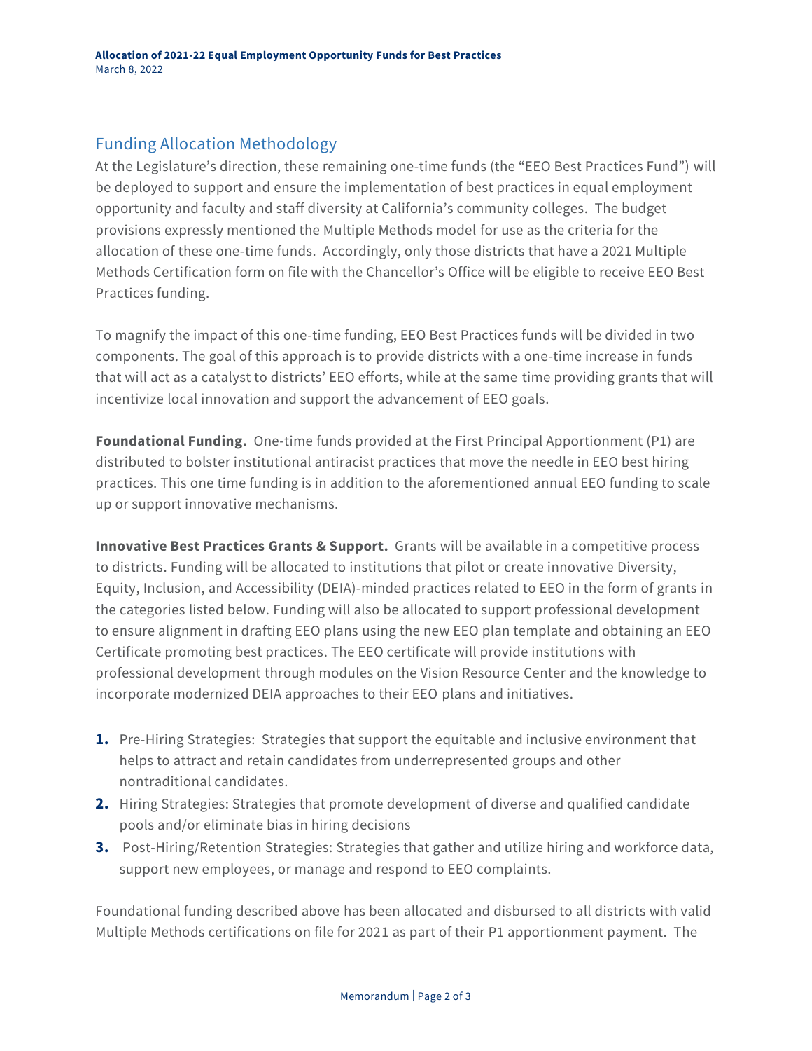## Funding Allocation Methodology

At the Legislature's direction, these remaining one-time funds (the "EEO Best Practices Fund") will be deployed to support and ensure the implementation of best practices in equal employment opportunity and faculty and staff diversity at California's community colleges. The budget provisions expressly mentioned the Multiple Methods model for use as the criteria for the allocation of these one-time funds. Accordingly, only those districts that have a 2021 Multiple Methods Certification form on file with the Chancellor's Office will be eligible to receive EEO Best Practices funding.

To magnify the impact of this one-time funding, EEO Best Practices funds will be divided in two components. The goal of this approach is to provide districts with a one-time increase in funds that will act as a catalyst to districts' EEO efforts, while at the same time providing grants that will incentivize local innovation and support the advancement of EEO goals.

**Foundational Funding.** One-time funds provided at the First Principal Apportionment (P1) are distributed to bolster institutional antiracist practices that move the needle in EEO best hiring practices. This one time funding is in addition to the aforementioned annual EEO funding to scale up or support innovative mechanisms.

**Innovative Best Practices Grants & Support.** Grants will be available in a competitive process to districts. Funding will be allocated to institutions that pilot or create innovative Diversity, Equity, Inclusion, and Accessibility (DEIA)-minded practices related to EEO in the form of grants in the categories listed below. Funding will also be allocated to support professional development to ensure alignment in drafting EEO plans using the new EEO plan template and obtaining an EEO Certificate promoting best practices. The EEO certificate will provide institutions with professional development through modules on the Vision Resource Center and the knowledge to incorporate modernized DEIA approaches to their EEO plans and initiatives.

1. Pre-Hiring Strategies: Strategies that support the equitable and inclusive environment that helps to attract and retain candidates from underrepresented groups and other nontraditional candidates.
2. Hiring Strategies: Strategies that promote development of diverse and qualified candidate pools and/or eliminate bias in hiring decisions
3. Post-Hiring/Retention Strategies: Strategies that gather and utilize hiring and workforce data, support new employees, or manage and respond to EEO complaints.

Foundational funding described above has been allocated and disbursed to all districts with valid Multiple Methods certifications on file for 2021 as part of their P1 apportionment payment. The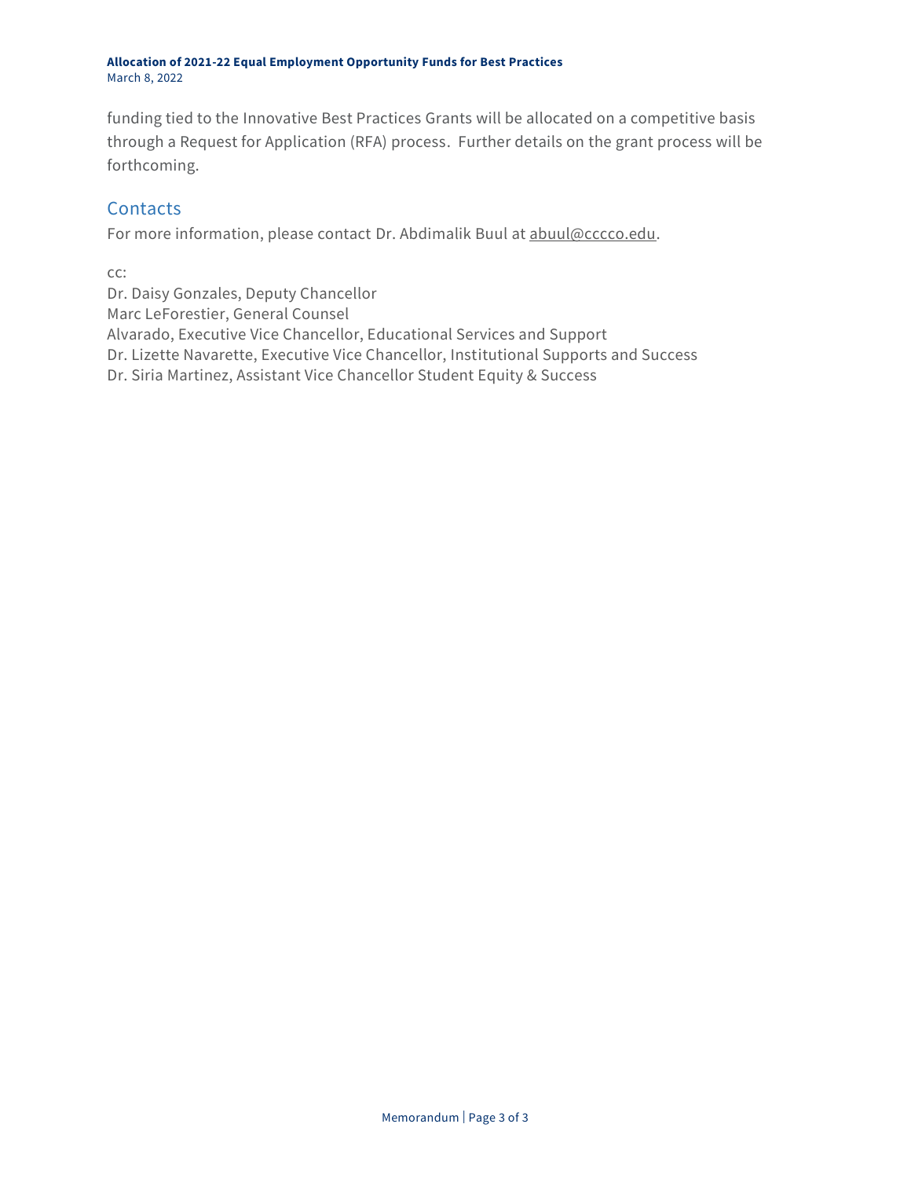funding tied to the Innovative Best Practices Grants will be allocated on a competitive basis through a Request for Application (RFA) process. Further details on the grant process will be forthcoming.

## Contacts

For more information, please contact Dr. Abdimalik Buul at abuul@cccco.edu.

cc:
Dr. Daisy Gonzales, Deputy Chancellor
Marc LeForestier, General Counsel
Alvarado, Executive Vice Chancellor, Educational Services and Support
Dr. Lizette Navarette, Executive Vice Chancellor, Institutional Supports and Success
Dr. Siria Martinez, Assistant Vice Chancellor Student Equity & Success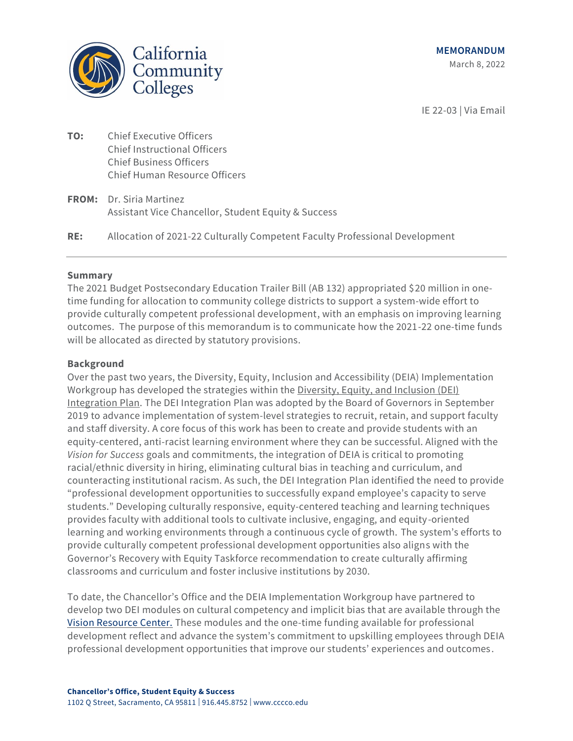California Community Colleges

**MEMORANDUM**

March 8, 2022

IE 22-03 | Via Email

**TO:** Chief Executive Officers
Chief Instructional Officers
Chief Business Officers
Chief Human Resource Officers

**FROM:** Dr. Siria Martinez
Assistant Vice Chancellor, Student Equity & Success

**RE:** Allocation of 2021-22 Culturally Competent Faculty Professional Development

---

**Summary**

The 2021 Budget Postsecondary Education Trailer Bill (AB 132) appropriated $20 million in one-time funding for allocation to community college districts to support a system-wide effort to provide culturally competent professional development, with an emphasis on improving learning outcomes. The purpose of this memorandum is to communicate how the 2021-22 one-time funds will be allocated as directed by statutory provisions.

**Background**

Over the past two years, the Diversity, Equity, Inclusion and Accessibility (DEIA) Implementation Workgroup has developed the strategies within the Diversity, Equity, and Inclusion (DEI) Integration Plan. The DEI Integration Plan was adopted by the Board of Governors in September 2019 to advance implementation of system-level strategies to recruit, retain, and support faculty and staff diversity. A core focus of this work has been to create and provide students with an equity-centered, anti-racist learning environment where they can be successful. Aligned with the *Vision for Success* goals and commitments, the integration of DEIA is critical to promoting racial/ethnic diversity in hiring, eliminating cultural bias in teaching and curriculum, and counteracting institutional racism. As such, the DEI Integration Plan identified the need to provide "professional development opportunities to successfully expand employee's capacity to serve students." Developing culturally responsive, equity-centered teaching and learning techniques provides faculty with additional tools to cultivate inclusive, engaging, and equity-oriented learning and working environments through a continuous cycle of growth. The system's efforts to provide culturally competent professional development opportunities also aligns with the Governor's Recovery with Equity Taskforce recommendation to create culturally affirming classrooms and curriculum and foster inclusive institutions by 2030.

To date, the Chancellor's Office and the DEIA Implementation Workgroup have partnered to develop two DEI modules on cultural competency and implicit bias that are available through the Vision Resource Center. These modules and the one-time funding available for professional development reflect and advance the system's commitment to upskilling employees through DEIA professional development opportunities that improve our students' experiences and outcomes.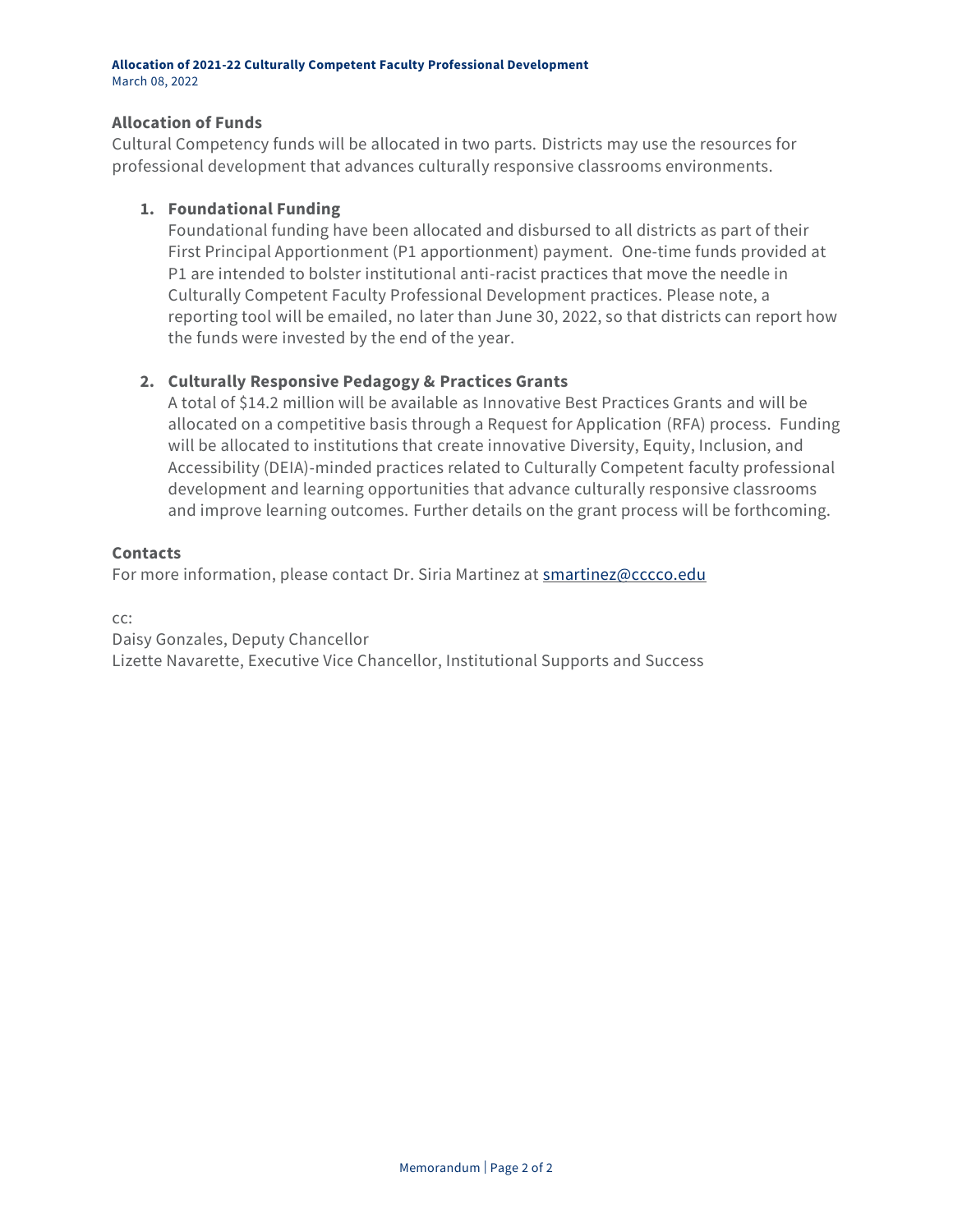## Allocation of Funds

Cultural Competency funds will be allocated in two parts. Districts may use the resources for professional development that advances culturally responsive classrooms environments.

1. **Foundational Funding**
   Foundational funding have been allocated and disbursed to all districts as part of their First Principal Apportionment (P1 apportionment) payment. One-time funds provided at P1 are intended to bolster institutional anti-racist practices that move the needle in Culturally Competent Faculty Professional Development practices. Please note, a reporting tool will be emailed, no later than June 30, 2022, so that districts can report how the funds were invested by the end of the year.

2. **Culturally Responsive Pedagogy & Practices Grants**
   A total of $14.2 million will be available as Innovative Best Practices Grants and will be allocated on a competitive basis through a Request for Application (RFA) process. Funding will be allocated to institutions that create innovative Diversity, Equity, Inclusion, and Accessibility (DEIA)-minded practices related to Culturally Competent faculty professional development and learning opportunities that advance culturally responsive classrooms and improve learning outcomes. Further details on the grant process will be forthcoming.

## Contacts

For more information, please contact Dr. Siria Martinez at smartinez@cccco.edu

cc:
Daisy Gonzales, Deputy Chancellor
Lizette Navarette, Executive Vice Chancellor, Institutional Supports and Success